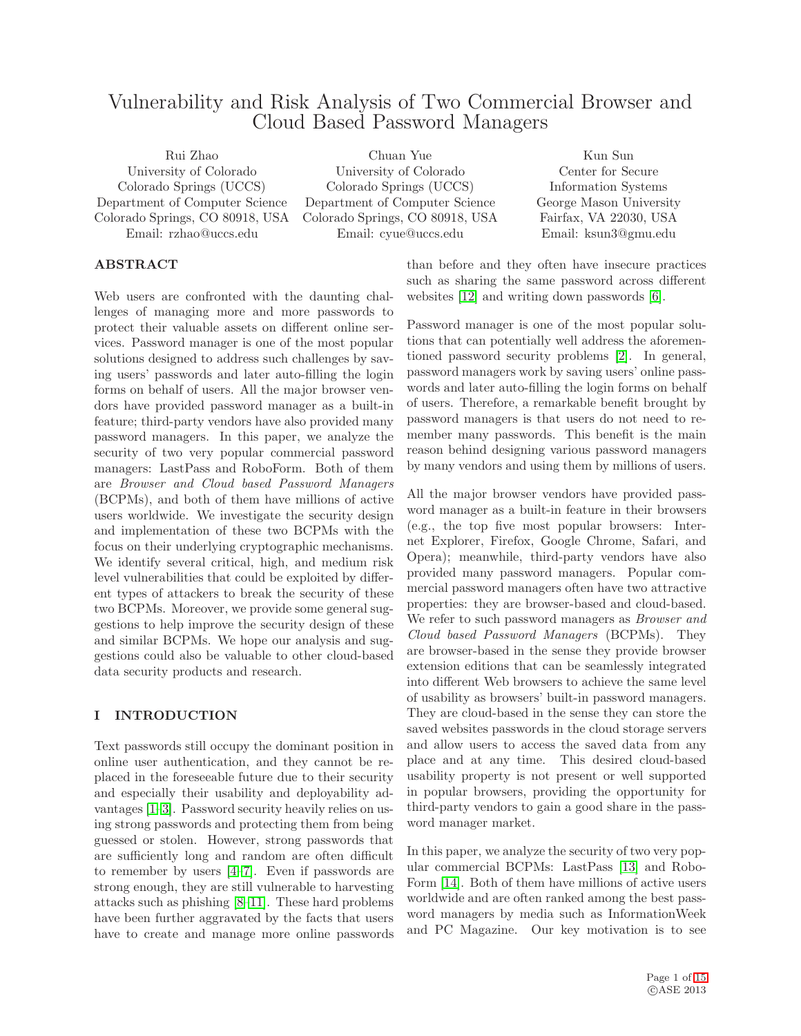# Vulnerability and Risk Analysis of Two Commercial Browser and Cloud Based Password Managers

Rui Zhao
University of Colorado
Colorado Springs (UCCS)
Department of Computer Science
Colorado Springs, CO 80918, USA
Email: rzhao@uccs.edu

Chuan Yue
University of Colorado
Colorado Springs (UCCS)
Department of Computer Science
Colorado Springs, CO 80918, USA
Email: cyue@uccs.edu

Kun Sun
Center for Secure
Information Systems
George Mason University
Fairfax, VA 22030, USA
Email: ksun3@gmu.edu

## ABSTRACT

Web users are confronted with the daunting challenges of managing more and more passwords to protect their valuable assets on different online services. Password manager is one of the most popular solutions designed to address such challenges by saving users' passwords and later auto-filling the login forms on behalf of users. All the major browser vendors have provided password manager as a built-in feature; third-party vendors have also provided many password managers. In this paper, we analyze the security of two very popular commercial password managers: LastPass and RoboForm. Both of them are *Browser and Cloud based Password Managers* (BCPMs), and both of them have millions of active users worldwide. We investigate the security design and implementation of these two BCPMs with the focus on their underlying cryptographic mechanisms. We identify several critical, high, and medium risk level vulnerabilities that could be exploited by different types of attackers to break the security of these two BCPMs. Moreover, we provide some general suggestions to help improve the security design of these and similar BCPMs. We hope our analysis and suggestions could also be valuable to other cloud-based data security products and research.

## I INTRODUCTION

Text passwords still occupy the dominant position in online user authentication, and they cannot be replaced in the foreseeable future due to their security and especially their usability and deployability advantages [1–3]. Password security heavily relies on using strong passwords and protecting them from being guessed or stolen. However, strong passwords that are sufficiently long and random are often difficult to remember by users [4–7]. Even if passwords are strong enough, they are still vulnerable to harvesting attacks such as phishing [8–11]. These hard problems have been further aggravated by the facts that users have to create and manage more online passwords than before and they often have insecure practices such as sharing the same password across different websites [12] and writing down passwords [6].

Password manager is one of the most popular solutions that can potentially well address the aforementioned password security problems [2]. In general, password managers work by saving users' online passwords and later auto-filling the login forms on behalf of users. Therefore, a remarkable benefit brought by password managers is that users do not need to remember many passwords. This benefit is the main reason behind designing various password managers by many vendors and using them by millions of users.

All the major browser vendors have provided password manager as a built-in feature in their browsers (e.g., the top five most popular browsers: Internet Explorer, Firefox, Google Chrome, Safari, and Opera); meanwhile, third-party vendors have also provided many password managers. Popular commercial password managers often have two attractive properties: they are browser-based and cloud-based. We refer to such password managers as *Browser and Cloud based Password Managers* (BCPMs). They are browser-based in the sense they provide browser extension editions that can be seamlessly integrated into different Web browsers to achieve the same level of usability as browsers' built-in password managers. They are cloud-based in the sense they can store the saved websites passwords in the cloud storage servers and allow users to access the saved data from any place and at any time. This desired cloud-based usability property is not present or well supported in popular browsers, providing the opportunity for third-party vendors to gain a good share in the password manager market.

In this paper, we analyze the security of two very popular commercial BCPMs: LastPass [13] and RoboForm [14]. Both of them have millions of active users worldwide and are often ranked among the best password managers by media such as InformationWeek and PC Magazine. Our key motivation is to see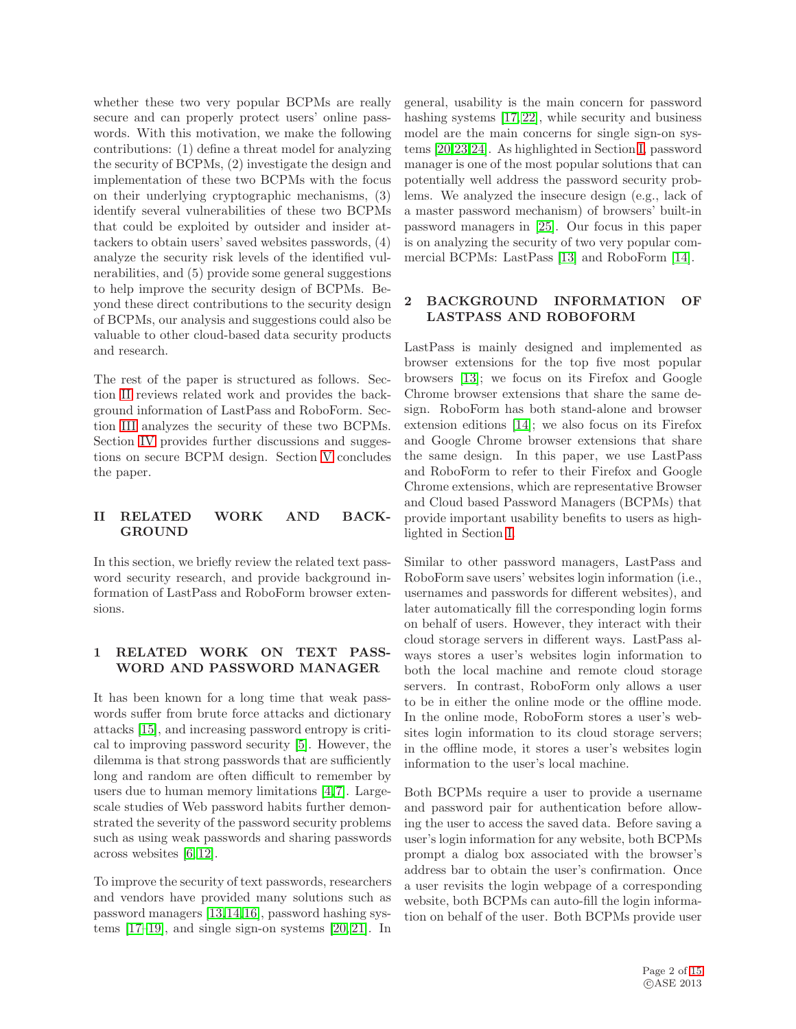whether these two very popular BCPMs are really secure and can properly protect users' online passwords. With this motivation, we make the following contributions: (1) define a threat model for analyzing the security of BCPMs, (2) investigate the design and implementation of these two BCPMs with the focus on their underlying cryptographic mechanisms, (3) identify several vulnerabilities of these two BCPMs that could be exploited by outsider and insider attackers to obtain users' saved websites passwords, (4) analyze the security risk levels of the identified vulnerabilities, and (5) provide some general suggestions to help improve the security design of BCPMs. Beyond these direct contributions to the security design of BCPMs, our analysis and suggestions could also be valuable to other cloud-based data security products and research.

The rest of the paper is structured as follows. Section II reviews related work and provides the background information of LastPass and RoboForm. Section III analyzes the security of these two BCPMs. Section IV provides further discussions and suggestions on secure BCPM design. Section V concludes the paper.

## II RELATED WORK AND BACKGROUND

In this section, we briefly review the related text password security research, and provide background information of LastPass and RoboForm browser extensions.

### 1 RELATED WORK ON TEXT PASSWORD AND PASSWORD MANAGER

It has been known for a long time that weak passwords suffer from brute force attacks and dictionary attacks [15], and increasing password entropy is critical to improving password security [5]. However, the dilemma is that strong passwords that are sufficiently long and random are often difficult to remember by users due to human memory limitations [4,7]. Large-scale studies of Web password habits further demonstrated the severity of the password security problems such as using weak passwords and sharing passwords across websites [6,12].

To improve the security of text passwords, researchers and vendors have provided many solutions such as password managers [13,14,16], password hashing systems [17–19], and single sign-on systems [20,21]. In general, usability is the main concern for password hashing systems [17,22], while security and business model are the main concerns for single sign-on systems [20,23,24]. As highlighted in Section I, password manager is one of the most popular solutions that can potentially well address the password security problems. We analyzed the insecure design (e.g., lack of a master password mechanism) of browsers' built-in password managers in [25]. Our focus in this paper is on analyzing the security of two very popular commercial BCPMs: LastPass [13] and RoboForm [14].

### 2 BACKGROUND INFORMATION OF LASTPASS AND ROBOFORM

LastPass is mainly designed and implemented as browser extensions for the top five most popular browsers [13]; we focus on its Firefox and Google Chrome browser extensions that share the same design. RoboForm has both stand-alone and browser extension editions [14]; we also focus on its Firefox and Google Chrome browser extensions that share the same design. In this paper, we use LastPass and RoboForm to refer to their Firefox and Google Chrome extensions, which are representative Browser and Cloud based Password Managers (BCPMs) that provide important usability benefits to users as highlighted in Section I.

Similar to other password managers, LastPass and RoboForm save users' websites login information (i.e., usernames and passwords for different websites), and later automatically fill the corresponding login forms on behalf of users. However, they interact with their cloud storage servers in different ways. LastPass always stores a user's websites login information to both the local machine and remote cloud storage servers. In contrast, RoboForm only allows a user to be in either the online mode or the offline mode. In the online mode, RoboForm stores a user's websites login information to its cloud storage servers; in the offline mode, it stores a user's websites login information to the user's local machine.

Both BCPMs require a user to provide a username and password pair for authentication before allowing the user to access the saved data. Before saving a user's login information for any website, both BCPMs prompt a dialog box associated with the browser's address bar to obtain the user's confirmation. Once a user revisits the login webpage of a corresponding website, both BCPMs can auto-fill the login information on behalf of the user. Both BCPMs provide user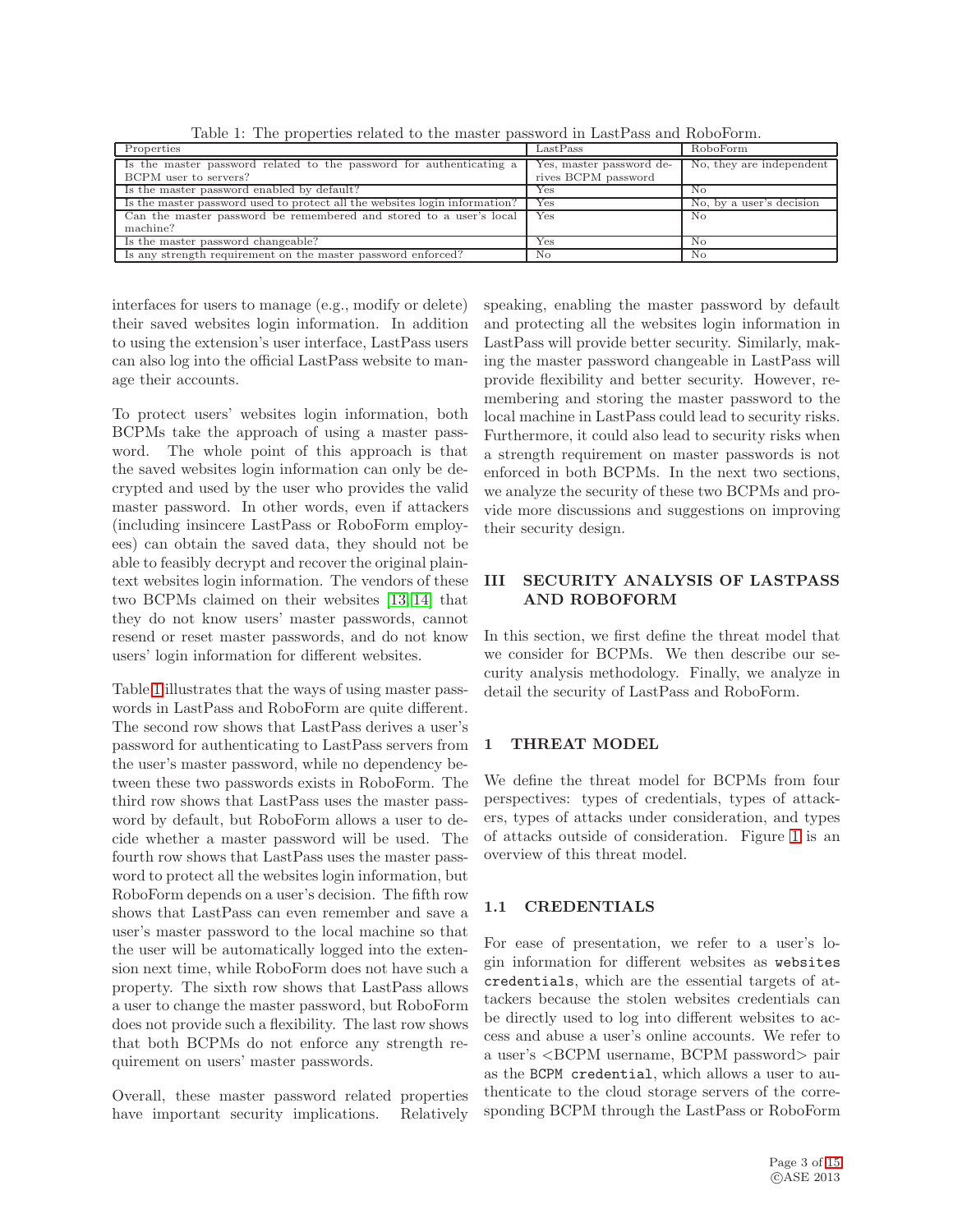Table 1: The properties related to the master password in LastPass and RoboForm.

| Properties | LastPass | RoboForm |
|---|---|---|
| Is the master password related to the password for authenticating a BCPM user to servers? | Yes, master password derives BCPM password | No, they are independent |
| Is the master password enabled by default? | Yes | No |
| Is the master password used to protect all the websites login information? | Yes | No, by a user's decision |
| Can the master password be remembered and stored to a user's local machine? | Yes | No |
| Is the master password changeable? | Yes | No |
| Is any strength requirement on the master password enforced? | No | No |

interfaces for users to manage (e.g., modify or delete) their saved websites login information. In addition to using the extension's user interface, LastPass users can also log into the official LastPass website to manage their accounts.

To protect users' websites login information, both BCPMs take the approach of using a master password. The whole point of this approach is that the saved websites login information can only be decrypted and used by the user who provides the valid master password. In other words, even if attackers (including insincere LastPass or RoboForm employees) can obtain the saved data, they should not be able to feasibly decrypt and recover the original plaintext websites login information. The vendors of these two BCPMs claimed on their websites [13, 14] that they do not know users' master passwords, cannot resend or reset master passwords, and do not know users' login information for different websites.

Table 1 illustrates that the ways of using master passwords in LastPass and RoboForm are quite different. The second row shows that LastPass derives a user's password for authenticating to LastPass servers from the user's master password, while no dependency between these two passwords exists in RoboForm. The third row shows that LastPass uses the master password by default, but RoboForm allows a user to decide whether a master password will be used. The fourth row shows that LastPass uses the master password to protect all the websites login information, but RoboForm depends on a user's decision. The fifth row shows that LastPass can even remember and save a user's master password to the local machine so that the user will be automatically logged into the extension next time, while RoboForm does not have such a property. The sixth row shows that LastPass allows a user to change the master password, but RoboForm does not provide such a flexibility. The last row shows that both BCPMs do not enforce any strength requirement on users' master passwords.

Overall, these master password related properties have important security implications. Relatively speaking, enabling the master password by default and protecting all the websites login information in LastPass will provide better security. Similarly, making the master password changeable in LastPass will provide flexibility and better security. However, remembering and storing the master password to the local machine in LastPass could lead to security risks. Furthermore, it could also lead to security risks when a strength requirement on master passwords is not enforced in both BCPMs. In the next two sections, we analyze the security of these two BCPMs and provide more discussions and suggestions on improving their security design.

# III SECURITY ANALYSIS OF LASTPASS AND ROBOFORM

In this section, we first define the threat model that we consider for BCPMs. We then describe our security analysis methodology. Finally, we analyze in detail the security of LastPass and RoboForm.

## 1 THREAT MODEL

We define the threat model for BCPMs from four perspectives: types of credentials, types of attackers, types of attacks under consideration, and types of attacks outside of consideration. Figure 1 is an overview of this threat model.

### 1.1 CREDENTIALS

For ease of presentation, we refer to a user's login information for different websites as `websites credentials`, which are the essential targets of attackers because the stolen websites credentials can be directly used to log into different websites to access and abuse a user's online accounts. We refer to a user's <BCPM username, BCPM password> pair as the `BCPM credential`, which allows a user to authenticate to the cloud storage servers of the corresponding BCPM through the LastPass or RoboForm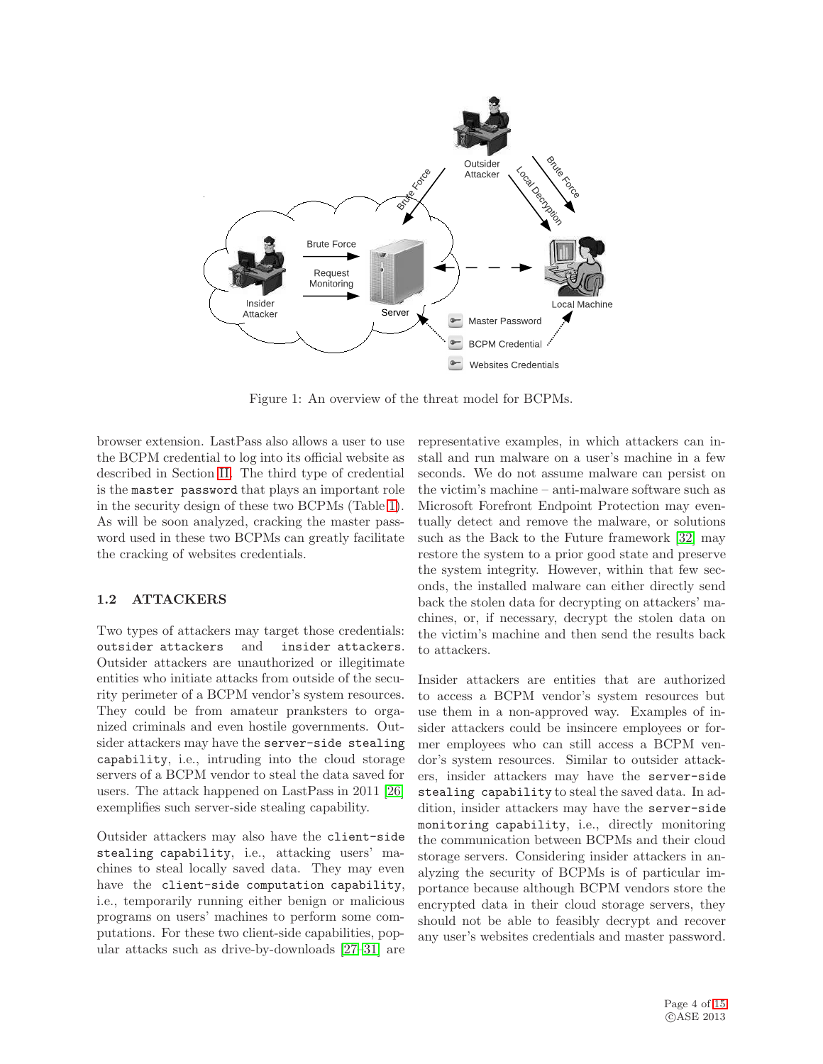Figure 1: An overview of the threat model for BCPMs.

browser extension. LastPass also allows a user to use the BCPM credential to log into its official website as described in Section II. The third type of credential is the `master password` that plays an important role in the security design of these two BCPMs (Table 1). As will be soon analyzed, cracking the master password used in these two BCPMs can greatly facilitate the cracking of websites credentials.

### 1.2 ATTACKERS

Two types of attackers may target those credentials: `outsider attackers` and `insider attackers`. Outsider attackers are unauthorized or illegitimate entities who initiate attacks from outside of the security perimeter of a BCPM vendor's system resources. They could be from amateur pranksters to organized criminals and even hostile governments. Outsider attackers may have the `server-side stealing capability`, i.e., intruding into the cloud storage servers of a BCPM vendor to steal the data saved for users. The attack happened on LastPass in 2011 [26] exemplifies such server-side stealing capability.

Outsider attackers may also have the `client-side stealing capability`, i.e., attacking users' machines to steal locally saved data. They may even have the `client-side computation capability`, i.e., temporarily running either benign or malicious programs on users' machines to perform some computations. For these two client-side capabilities, popular attacks such as drive-by-downloads [27–31] are representative examples, in which attackers can install and run malware on a user's machine in a few seconds. We do not assume malware can persist on the victim's machine – anti-malware software such as Microsoft Forefront Endpoint Protection may eventually detect and remove the malware, or solutions such as the Back to the Future framework [32] may restore the system to a prior good state and preserve the system integrity. However, within that few seconds, the installed malware can either directly send back the stolen data for decrypting on attackers' machines, or, if necessary, decrypt the stolen data on the victim's machine and then send the results back to attackers.

Insider attackers are entities that are authorized to access a BCPM vendor's system resources but use them in a non-approved way. Examples of insider attackers could be insincere employees or former employees who can still access a BCPM vendor's system resources. Similar to outsider attackers, insider attackers may have the `server-side stealing capability` to steal the saved data. In addition, insider attackers may have the `server-side monitoring capability`, i.e., directly monitoring the communication between BCPMs and their cloud storage servers. Considering insider attackers in analyzing the security of BCPMs is of particular importance because although BCPM vendors store the encrypted data in their cloud storage servers, they should not be able to feasibly decrypt and recover any user's websites credentials and master password.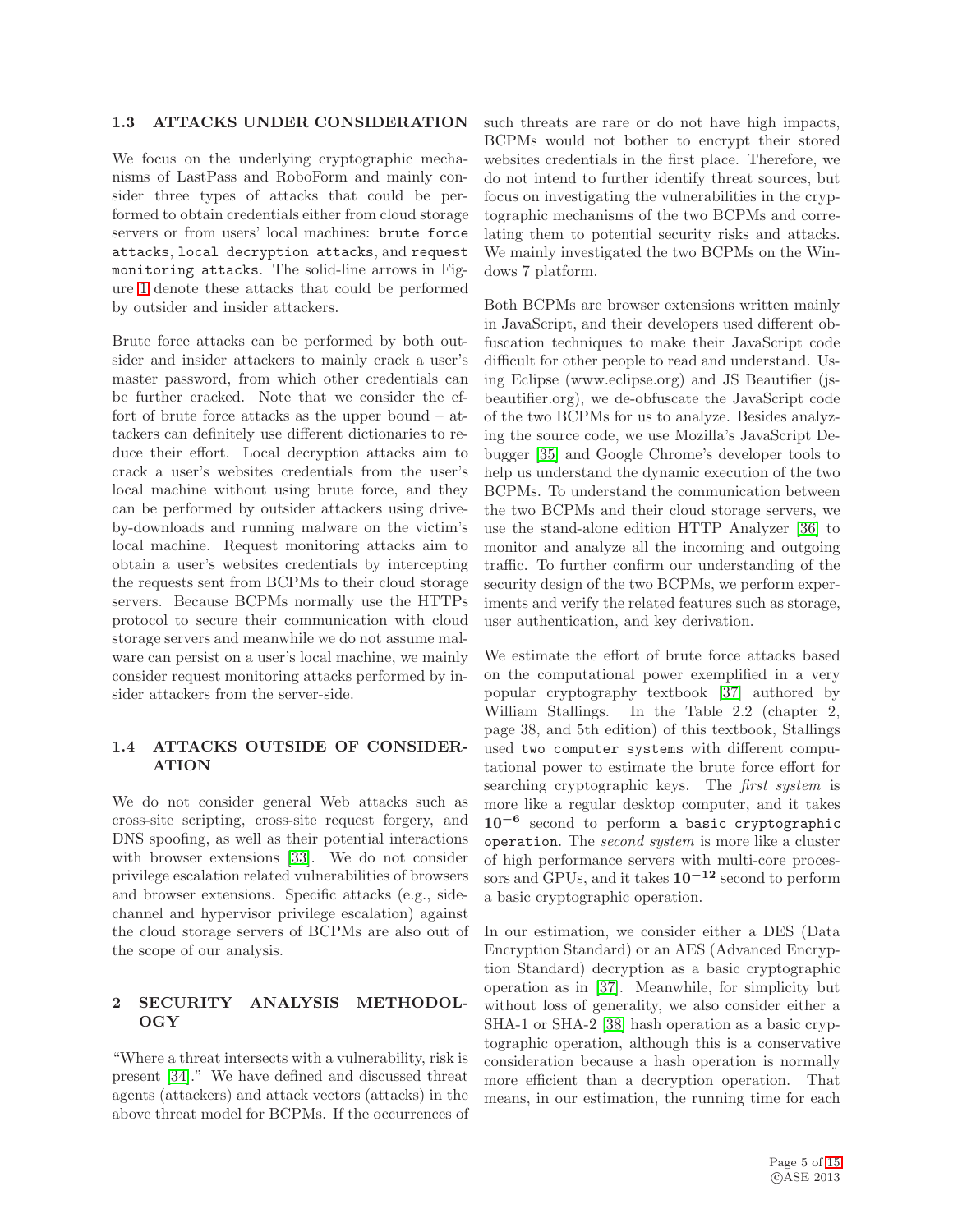### 1.3 ATTACKS UNDER CONSIDERATION

We focus on the underlying cryptographic mechanisms of LastPass and RoboForm and mainly consider three types of attacks that could be performed to obtain credentials either from cloud storage servers or from users' local machines: `brute force attacks`, `local decryption attacks`, and `request monitoring attacks`. The solid-line arrows in Figure 1 denote these attacks that could be performed by outsider and insider attackers.

Brute force attacks can be performed by both outsider and insider attackers to mainly crack a user's master password, from which other credentials can be further cracked. Note that we consider the effort of brute force attacks as the upper bound – attackers can definitely use different dictionaries to reduce their effort. Local decryption attacks aim to crack a user's websites credentials from the user's local machine without using brute force, and they can be performed by outsider attackers using drive-by-downloads and running malware on the victim's local machine. Request monitoring attacks aim to obtain a user's websites credentials by intercepting the requests sent from BCPMs to their cloud storage servers. Because BCPMs normally use the HTTPs protocol to secure their communication with cloud storage servers and meanwhile we do not assume malware can persist on a user's local machine, we mainly consider request monitoring attacks performed by insider attackers from the server-side.

### 1.4 ATTACKS OUTSIDE OF CONSIDERATION

We do not consider general Web attacks such as cross-site scripting, cross-site request forgery, and DNS spoofing, as well as their potential interactions with browser extensions [33]. We do not consider privilege escalation related vulnerabilities of browsers and browser extensions. Specific attacks (e.g., side-channel and hypervisor privilege escalation) against the cloud storage servers of BCPMs are also out of the scope of our analysis.

## 2 SECURITY ANALYSIS METHODOLOGY

"Where a threat intersects with a vulnerability, risk is present [34]." We have defined and discussed threat agents (attackers) and attack vectors (attacks) in the above threat model for BCPMs. If the occurrences of such threats are rare or do not have high impacts, BCPMs would not bother to encrypt their stored websites credentials in the first place. Therefore, we do not intend to further identify threat sources, but focus on investigating the vulnerabilities in the cryptographic mechanisms of the two BCPMs and correlating them to potential security risks and attacks. We mainly investigated the two BCPMs on the Windows 7 platform.

Both BCPMs are browser extensions written mainly in JavaScript, and their developers used different obfuscation techniques to make their JavaScript code difficult for other people to read and understand. Using Eclipse (www.eclipse.org) and JS Beautifier (jsbeautifier.org), we de-obfuscate the JavaScript code of the two BCPMs for us to analyze. Besides analyzing the source code, we use Mozilla's JavaScript Debugger [35] and Google Chrome's developer tools to help us understand the dynamic execution of the two BCPMs. To understand the communication between the two BCPMs and their cloud storage servers, we use the stand-alone edition HTTP Analyzer [36] to monitor and analyze all the incoming and outgoing traffic. To further confirm our understanding of the security design of the two BCPMs, we perform experiments and verify the related features such as storage, user authentication, and key derivation.

We estimate the effort of brute force attacks based on the computational power exemplified in a very popular cryptography textbook [37] authored by William Stallings. In the Table 2.2 (chapter 2, page 38, and 5th edition) of this textbook, Stallings used `two computer systems` with different computational power to estimate the brute force effort for searching cryptographic keys. The *first system* is more like a regular desktop computer, and it takes $\mathbf{10^{-6}}$ second to perform `a basic cryptographic operation`. The *second system* is more like a cluster of high performance servers with multi-core processors and GPUs, and it takes $\mathbf{10^{-12}}$ second to perform a basic cryptographic operation.

In our estimation, we consider either a DES (Data Encryption Standard) or an AES (Advanced Encryption Standard) decryption as a basic cryptographic operation as in [37]. Meanwhile, for simplicity but without loss of generality, we also consider either a SHA-1 or SHA-2 [38] hash operation as a basic cryptographic operation, although this is a conservative consideration because a hash operation is normally more efficient than a decryption operation. That means, in our estimation, the running time for each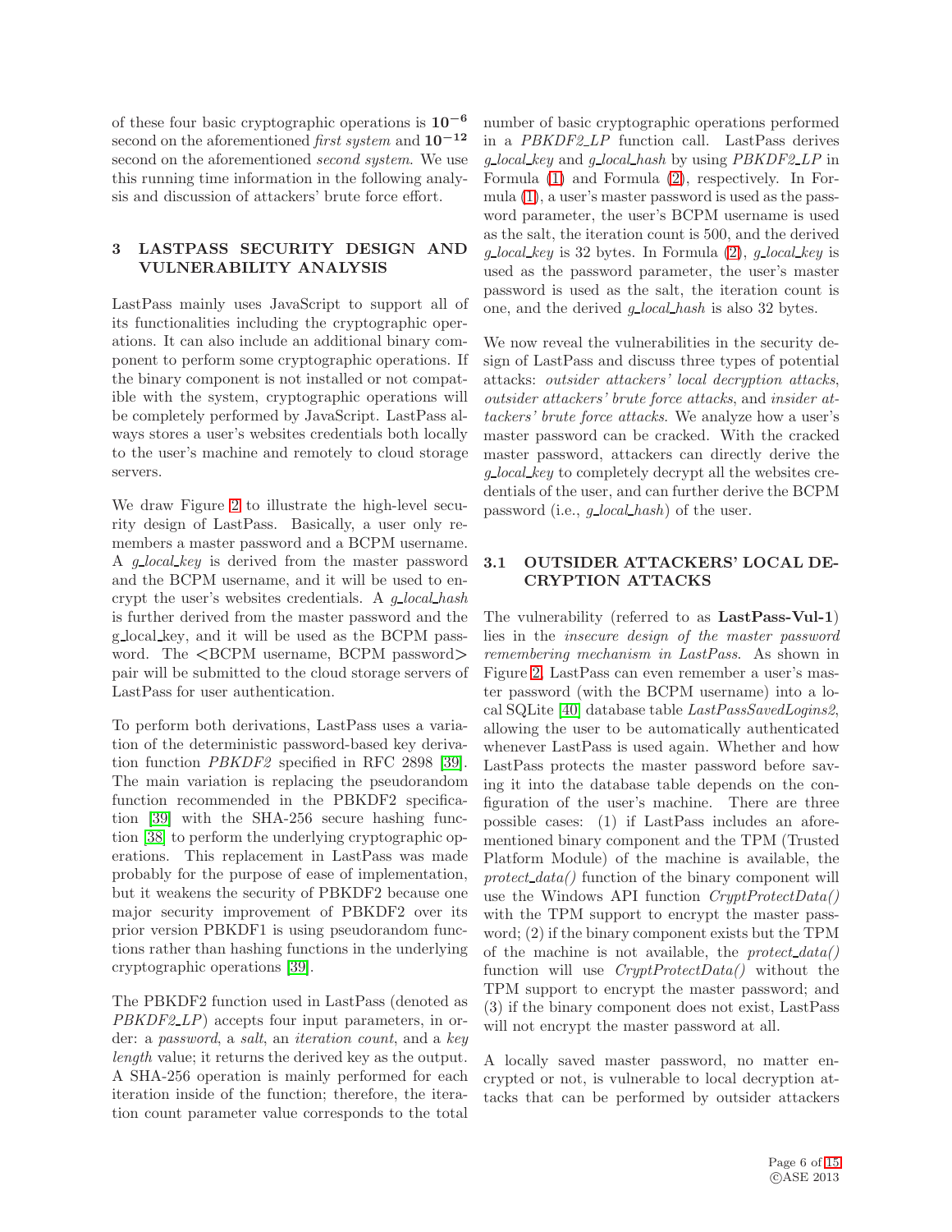of these four basic cryptographic operations is $\mathbf{10^{-6}}$ second on the aforementioned *first system* and $\mathbf{10^{-12}}$ second on the aforementioned *second system*. We use this running time information in the following analysis and discussion of attackers' brute force effort.

## 3 LASTPASS SECURITY DESIGN AND VULNERABILITY ANALYSIS

LastPass mainly uses JavaScript to support all of its functionalities including the cryptographic operations. It can also include an additional binary component to perform some cryptographic operations. If the binary component is not installed or not compatible with the system, cryptographic operations will be completely performed by JavaScript. LastPass always stores a user's websites credentials both locally to the user's machine and remotely to cloud storage servers.

We draw Figure 2 to illustrate the high-level security design of LastPass. Basically, a user only remembers a master password and a BCPM username. A *g_local_key* is derived from the master password and the BCPM username, and it will be used to encrypt the user's websites credentials. A *g_local_hash* is further derived from the master password and the g_local_key, and it will be used as the BCPM password. The <BCPM username, BCPM password> pair will be submitted to the cloud storage servers of LastPass for user authentication.

To perform both derivations, LastPass uses a variation of the deterministic password-based key derivation function *PBKDF2* specified in RFC 2898 [39]. The main variation is replacing the pseudorandom function recommended in the PBKDF2 specification [39] with the SHA-256 secure hashing function [38] to perform the underlying cryptographic operations. This replacement in LastPass was made probably for the purpose of ease of implementation, but it weakens the security of PBKDF2 because one major security improvement of PBKDF2 over its prior version PBKDF1 is using pseudorandom functions rather than hashing functions in the underlying cryptographic operations [39].

The PBKDF2 function used in LastPass (denoted as *PBKDF2_LP*) accepts four input parameters, in order: a *password*, a *salt*, an *iteration count*, and a *key length* value; it returns the derived key as the output. A SHA-256 operation is mainly performed for each iteration inside of the function; therefore, the iteration count parameter value corresponds to the total number of basic cryptographic operations performed in a *PBKDF2_LP* function call. LastPass derives *g_local_key* and *g_local_hash* by using *PBKDF2_LP* in Formula (1) and Formula (2), respectively. In Formula (1), a user's master password is used as the password parameter, the user's BCPM username is used as the salt, the iteration count is 500, and the derived *g_local_key* is 32 bytes. In Formula (2), *g_local_key* is used as the password parameter, the user's master password is used as the salt, the iteration count is one, and the derived *g_local_hash* is also 32 bytes.

We now reveal the vulnerabilities in the security design of LastPass and discuss three types of potential attacks: *outsider attackers' local decryption attacks*, *outsider attackers' brute force attacks*, and *insider attackers' brute force attacks*. We analyze how a user's master password can be cracked. With the cracked master password, attackers can directly derive the *g_local_key* to completely decrypt all the websites credentials of the user, and can further derive the BCPM password (i.e., *g_local_hash*) of the user.

### 3.1 OUTSIDER ATTACKERS' LOCAL DECRYPTION ATTACKS

The vulnerability (referred to as **LastPass-Vul-1**) lies in the *insecure design of the master password remembering mechanism in LastPass*. As shown in Figure 2, LastPass can even remember a user's master password (with the BCPM username) into a local SQLite [40] database table *LastPassSavedLogins2*, allowing the user to be automatically authenticated whenever LastPass is used again. Whether and how LastPass protects the master password before saving it into the database table depends on the configuration of the user's machine. There are three possible cases: (1) if LastPass includes an aforementioned binary component and the TPM (Trusted Platform Module) of the machine is available, the *protect_data()* function of the binary component will use the Windows API function *CryptProtectData()* with the TPM support to encrypt the master password; (2) if the binary component exists but the TPM of the machine is not available, the *protect_data()* function will use *CryptProtectData()* without the TPM support to encrypt the master password; and (3) if the binary component does not exist, LastPass will not encrypt the master password at all.

A locally saved master password, no matter encrypted or not, is vulnerable to local decryption attacks that can be performed by outsider attackers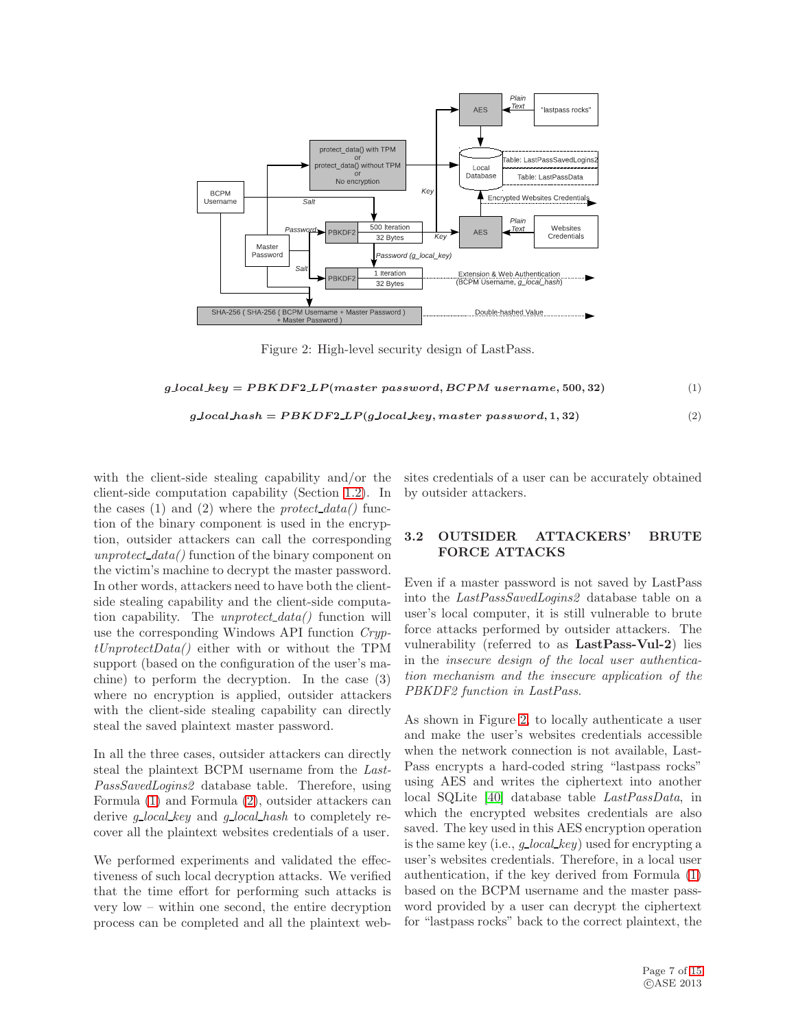Figure 2: High-level security design of LastPass.

$$g\_local\_key = PBKDF2\_LP(master\ password, BCPM\ username, 500, 32) \tag{1}$$

$$g\_local\_hash = PBKDF2\_LP(g\_local\_key, master\ password, 1, 32) \tag{2}$$

with the client-side stealing capability and/or the client-side computation capability (Section 1.2). In the cases (1) and (2) where the *protect_data()* function of the binary component is used in the encryption, outsider attackers can call the corresponding *unprotect_data()* function of the binary component on the victim's machine to decrypt the master password. In other words, attackers need to have both the client-side stealing capability and the client-side computation capability. The *unprotect_data()* function will use the corresponding Windows API function *CryptUnprotectData()* either with or without the TPM support (based on the configuration of the user's machine) to perform the decryption. In the case (3) where no encryption is applied, outsider attackers with the client-side stealing capability can directly steal the saved plaintext master password.

In all the three cases, outsider attackers can directly steal the plaintext BCPM username from the *LastPassSavedLogins2* database table. Therefore, using Formula (1) and Formula (2), outsider attackers can derive *g_local_key* and *g_local_hash* to completely recover all the plaintext websites credentials of a user.

We performed experiments and validated the effectiveness of such local decryption attacks. We verified that the time effort for performing such attacks is very low – within one second, the entire decryption process can be completed and all the plaintext websites credentials of a user can be accurately obtained by outsider attackers.

## 3.2 OUTSIDER ATTACKERS' BRUTE FORCE ATTACKS

Even if a master password is not saved by LastPass into the *LastPassSavedLogins2* database table on a user's local computer, it is still vulnerable to brute force attacks performed by outsider attackers. The vulnerability (referred to as **LastPass-Vul-2**) lies in the *insecure design of the local user authentication mechanism and the insecure application of the PBKDF2 function in LastPass*.

As shown in Figure 2, to locally authenticate a user and make the user's websites credentials accessible when the network connection is not available, LastPass encrypts a hard-coded string "lastpass rocks" using AES and writes the ciphertext into another local SQLite [40] database table *LastPassData*, in which the encrypted websites credentials are also saved. The key used in this AES encryption operation is the same key (i.e., *g_local_key*) used for encrypting a user's websites credentials. Therefore, in a local user authentication, if the key derived from Formula (1) based on the BCPM username and the master password provided by a user can decrypt the ciphertext for "lastpass rocks" back to the correct plaintext, the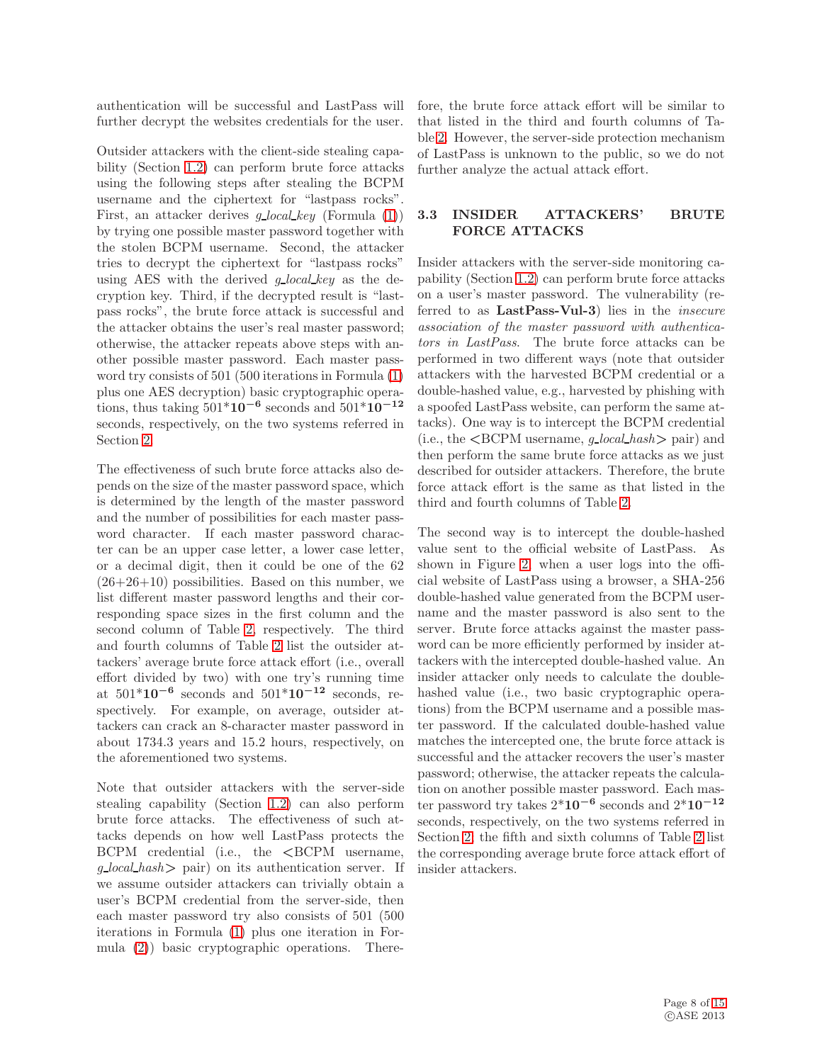authentication will be successful and LastPass will further decrypt the websites credentials for the user.

Outsider attackers with the client-side stealing capability (Section 1.2) can perform brute force attacks using the following steps after stealing the BCPM username and the ciphertext for "lastpass rocks". First, an attacker derives *g_local_key* (Formula (1)) by trying one possible master password together with the stolen BCPM username. Second, the attacker tries to decrypt the ciphertext for "lastpass rocks" using AES with the derived *g_local_key* as the decryption key. Third, if the decrypted result is "lastpass rocks", the brute force attack is successful and the attacker obtains the user's real master password; otherwise, the attacker repeats above steps with another possible master password. Each master password try consists of 501 (500 iterations in Formula (1) plus one AES decryption) basic cryptographic operations, thus taking $501*\mathbf{10^{-6}}$ seconds and $501*\mathbf{10^{-12}}$ seconds, respectively, on the two systems referred in Section 2.

The effectiveness of such brute force attacks also depends on the size of the master password space, which is determined by the length of the master password and the number of possibilities for each master password character. If each master password character can be an upper case letter, a lower case letter, or a decimal digit, then it could be one of the 62 (26+26+10) possibilities. Based on this number, we list different master password lengths and their corresponding space sizes in the first column and the second column of Table 2, respectively. The third and fourth columns of Table 2 list the outsider attackers' average brute force attack effort (i.e., overall effort divided by two) with one try's running time at $501*\mathbf{10^{-6}}$ seconds and $501*\mathbf{10^{-12}}$ seconds, respectively. For example, on average, outsider attackers can crack an 8-character master password in about 1734.3 years and 15.2 hours, respectively, on the aforementioned two systems.

Note that outsider attackers with the server-side stealing capability (Section 1.2) can also perform brute force attacks. The effectiveness of such attacks depends on how well LastPass protects the BCPM credential (i.e., the <BCPM username, *g_local_hash*> pair) on its authentication server. If we assume outsider attackers can trivially obtain a user's BCPM credential from the server-side, then each master password try also consists of 501 (500 iterations in Formula (1) plus one iteration in Formula (2)) basic cryptographic operations. Therefore, the brute force attack effort will be similar to that listed in the third and fourth columns of Table 2. However, the server-side protection mechanism of LastPass is unknown to the public, so we do not further analyze the actual attack effort.

### 3.3 INSIDER ATTACKERS' BRUTE FORCE ATTACKS

Insider attackers with the server-side monitoring capability (Section 1.2) can perform brute force attacks on a user's master password. The vulnerability (referred to as **LastPass-Vul-3**) lies in the *insecure association of the master password with authenticators in LastPass*. The brute force attacks can be performed in two different ways (note that outsider attackers with the harvested BCPM credential or a double-hashed value, e.g., harvested by phishing with a spoofed LastPass website, can perform the same attacks). One way is to intercept the BCPM credential (i.e., the <BCPM username, *g_local_hash*> pair) and then perform the same brute force attacks as we just described for outsider attackers. Therefore, the brute force attack effort is the same as that listed in the third and fourth columns of Table 2.

The second way is to intercept the double-hashed value sent to the official website of LastPass. As shown in Figure 2, when a user logs into the official website of LastPass using a browser, a SHA-256 double-hashed value generated from the BCPM username and the master password is also sent to the server. Brute force attacks against the master password can be more efficiently performed by insider attackers with the intercepted double-hashed value. An insider attacker only needs to calculate the double-hashed value (i.e., two basic cryptographic operations) from the BCPM username and a possible master password. If the calculated double-hashed value matches the intercepted one, the brute force attack is successful and the attacker recovers the user's master password; otherwise, the attacker repeats the calculation on another possible master password. Each master password try takes $2*\mathbf{10^{-6}}$ seconds and $2*\mathbf{10^{-12}}$ seconds, respectively, on the two systems referred in Section 2, the fifth and sixth columns of Table 2 list the corresponding average brute force attack effort of insider attackers.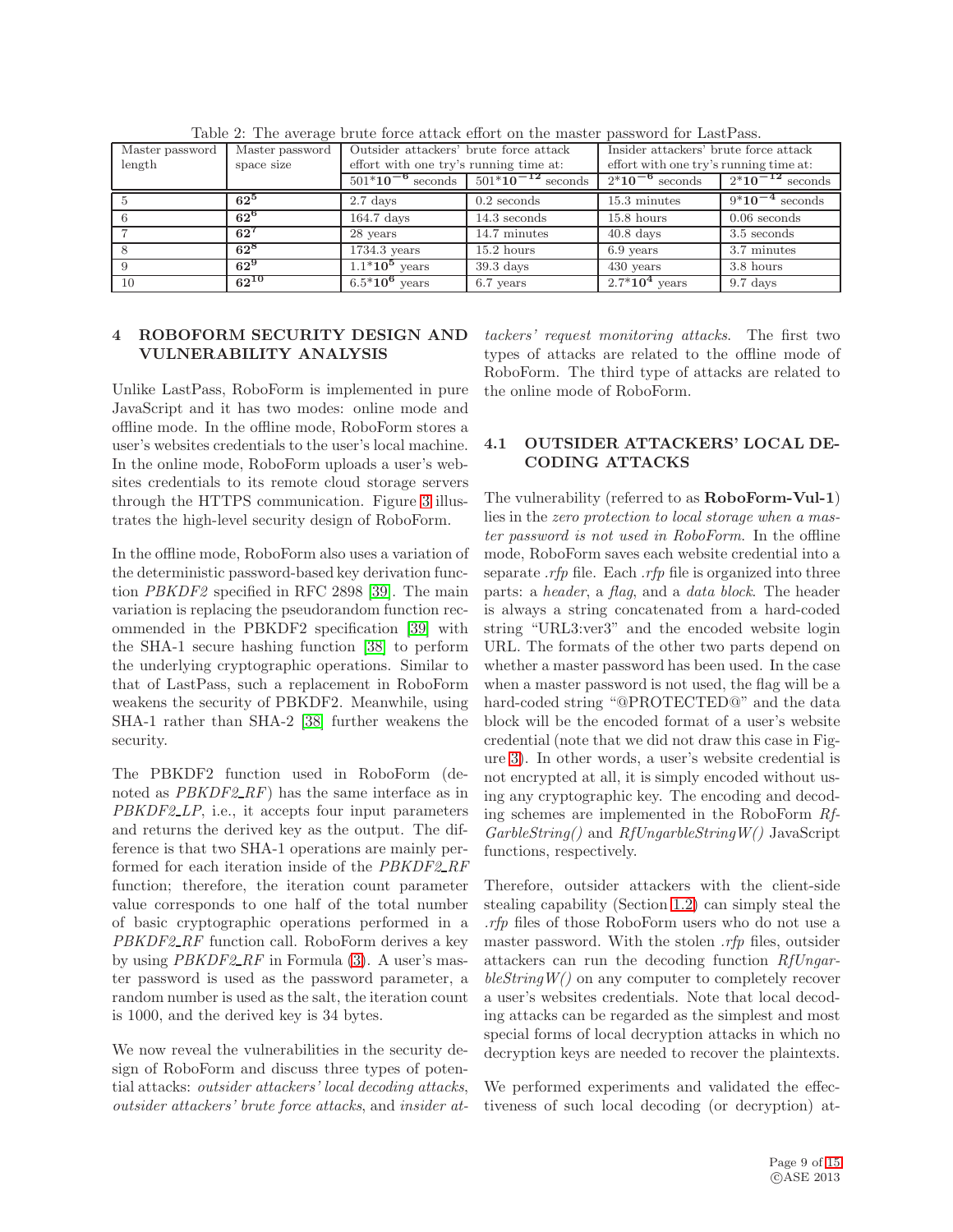Table 2: The average brute force attack effort on the master password for LastPass.

| Master password length | Master password space size | Outsider attackers' brute force attack effort with one try's running time at: | | Insider attackers' brute force attack effort with one try's running time at: | |
|---|---|---|---|---|---|
| | | $501*10^{-6}$ seconds | $501*10^{-12}$ seconds | $2*10^{-6}$ seconds | $2*10^{-12}$ seconds |
| 5 | $62^5$ | 2.7 days | 0.2 seconds | 15.3 minutes | $9*10^{-4}$ seconds |
| 6 | $62^6$ | 164.7 days | 14.3 seconds | 15.8 hours | 0.06 seconds |
| 7 | $62^7$ | 28 years | 14.7 minutes | 40.8 days | 3.5 seconds |
| 8 | $62^8$ | 1734.3 years | 15.2 hours | 6.9 years | 3.7 minutes |
| 9 | $62^9$ | $1.1*10^5$ years | 39.3 days | 430 years | 3.8 hours |
| 10 | $62^{10}$ | $6.5*10^6$ years | 6.7 years | $2.7*10^4$ years | 9.7 days |

## 4 ROBOFORM SECURITY DESIGN AND VULNERABILITY ANALYSIS

Unlike LastPass, RoboForm is implemented in pure JavaScript and it has two modes: online mode and offline mode. In the offline mode, RoboForm stores a user's websites credentials to the user's local machine. In the online mode, RoboForm uploads a user's websites credentials to its remote cloud storage servers through the HTTPS communication. Figure 3 illustrates the high-level security design of RoboForm.

In the offline mode, RoboForm also uses a variation of the deterministic password-based key derivation function *PBKDF2* specified in RFC 2898 [39]. The main variation is replacing the pseudorandom function recommended in the PBKDF2 specification [39] with the SHA-1 secure hashing function [38] to perform the underlying cryptographic operations. Similar to that of LastPass, such a replacement in RoboForm weakens the security of PBKDF2. Meanwhile, using SHA-1 rather than SHA-2 [38] further weakens the security.

The PBKDF2 function used in RoboForm (denoted as *PBKDF2_RF*) has the same interface as in *PBKDF2_LP*, i.e., it accepts four input parameters and returns the derived key as the output. The difference is that two SHA-1 operations are mainly performed for each iteration inside of the *PBKDF2_RF* function; therefore, the iteration count parameter value corresponds to one half of the total number of basic cryptographic operations performed in a *PBKDF2_RF* function call. RoboForm derives a key by using *PBKDF2_RF* in Formula (3). A user's master password is used as the password parameter, a random number is used as the salt, the iteration count is 1000, and the derived key is 34 bytes.

We now reveal the vulnerabilities in the security design of RoboForm and discuss three types of potential attacks: *outsider attackers' local decoding attacks*, *outsider attackers' brute force attacks*, and *insider attackers' request monitoring attacks*. The first two types of attacks are related to the offline mode of RoboForm. The third type of attacks are related to the online mode of RoboForm.

### 4.1 OUTSIDER ATTACKERS' LOCAL DECODING ATTACKS

The vulnerability (referred to as **RoboForm-Vul-1**) lies in the *zero protection to local storage when a master password is not used in RoboForm*. In the offline mode, RoboForm saves each website credential into a separate *.rfp* file. Each *.rfp* file is organized into three parts: a *header*, a *flag*, and a *data block*. The header is always a string concatenated from a hard-coded string "URL3:ver3" and the encoded website login URL. The formats of the other two parts depend on whether a master password has been used. In the case when a master password is not used, the flag will be a hard-coded string "@PROTECTED@" and the data block will be the encoded format of a user's website credential (note that we did not draw this case in Figure 3). In other words, a user's website credential is not encrypted at all, it is simply encoded without using any cryptographic key. The encoding and decoding schemes are implemented in the RoboForm *RfGarbleString()* and *RfUngarbleStringW()* JavaScript functions, respectively.

Therefore, outsider attackers with the client-side stealing capability (Section 1.2) can simply steal the *.rfp* files of those RoboForm users who do not use a master password. With the stolen *.rfp* files, outsider attackers can run the decoding function *RfUngarbleStringW()* on any computer to completely recover a user's websites credentials. Note that local decoding attacks can be regarded as the simplest and most special forms of local decryption attacks in which no decryption keys are needed to recover the plaintexts.

We performed experiments and validated the effectiveness of such local decoding (or decryption) at-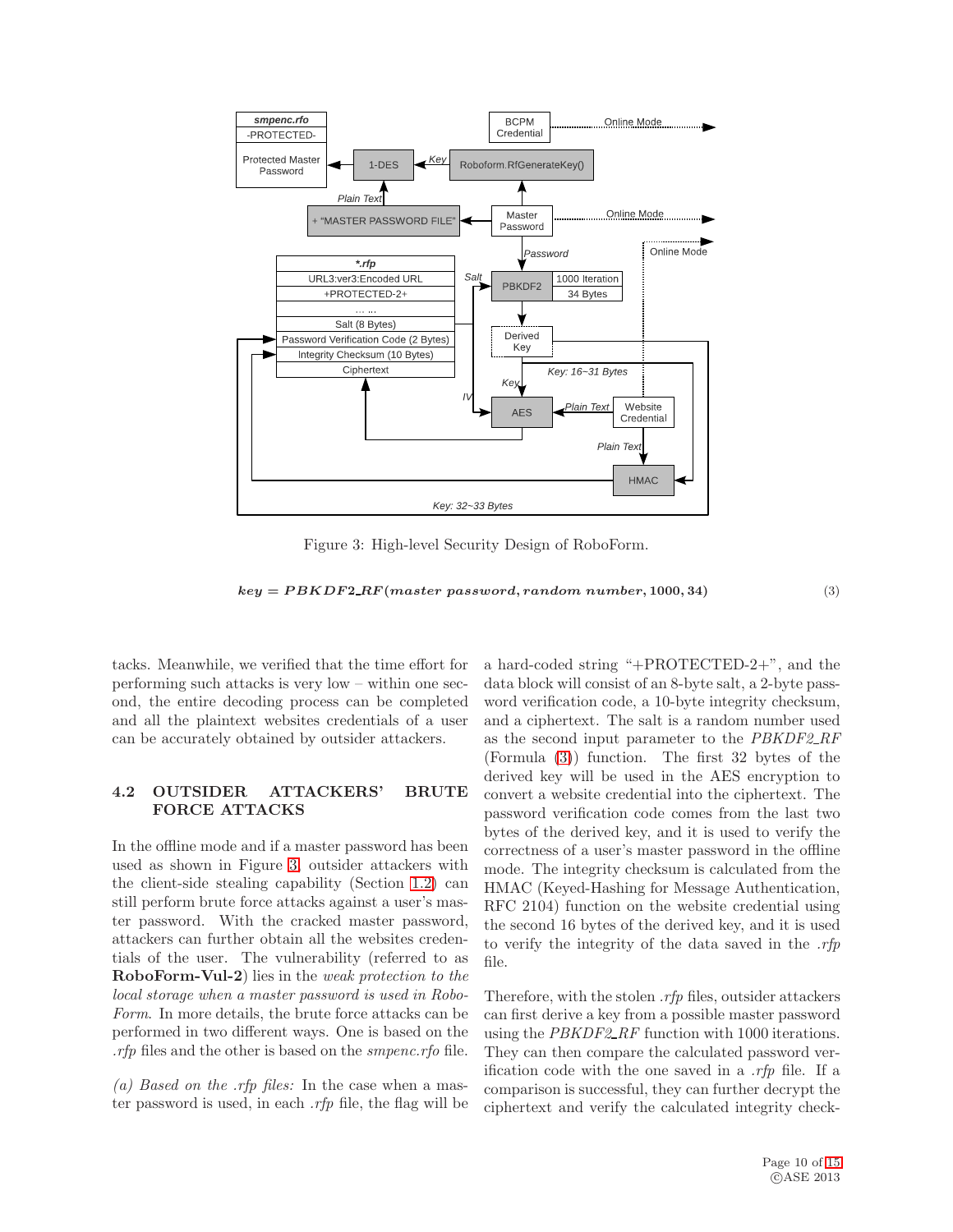Figure 3: High-level Security Design of RoboForm.

$$key = PBKDF2\_RF(master\ password, random\ number, 1000, 34) \tag{3}$$

tacks. Meanwhile, we verified that the time effort for performing such attacks is very low – within one second, the entire decoding process can be completed and all the plaintext websites credentials of a user can be accurately obtained by outsider attackers.

## 4.2 OUTSIDER ATTACKERS' BRUTE FORCE ATTACKS

In the offline mode and if a master password has been used as shown in Figure 3, outsider attackers with the client-side stealing capability (Section 1.2) can still perform brute force attacks against a user's master password. With the cracked master password, attackers can further obtain all the websites credentials of the user. The vulnerability (referred to as **RoboForm-Vul-2**) lies in the *weak protection to the local storage when a master password is used in RoboForm*. In more details, the brute force attacks can be performed in two different ways. One is based on the *.rfp* files and the other is based on the *smpenc.rfo* file.

*(a) Based on the .rfp files:* In the case when a master password is used, in each *.rfp* file, the flag will be a hard-coded string "+PROTECTED-2+", and the data block will consist of an 8-byte salt, a 2-byte password verification code, a 10-byte integrity checksum, and a ciphertext. The salt is a random number used as the second input parameter to the *PBKDF2_RF* (Formula (3)) function. The first 32 bytes of the derived key will be used in the AES encryption to convert a website credential into the ciphertext. The password verification code comes from the last two bytes of the derived key, and it is used to verify the correctness of a user's master password in the offline mode. The integrity checksum is calculated from the HMAC (Keyed-Hashing for Message Authentication, RFC 2104) function on the website credential using the second 16 bytes of the derived key, and it is used to verify the integrity of the data saved in the *.rfp* file.

Therefore, with the stolen *.rfp* files, outsider attackers can first derive a key from a possible master password using the *PBKDF2_RF* function with 1000 iterations. They can then compare the calculated password verification code with the one saved in a *.rfp* file. If a comparison is successful, they can further decrypt the ciphertext and verify the calculated integrity check-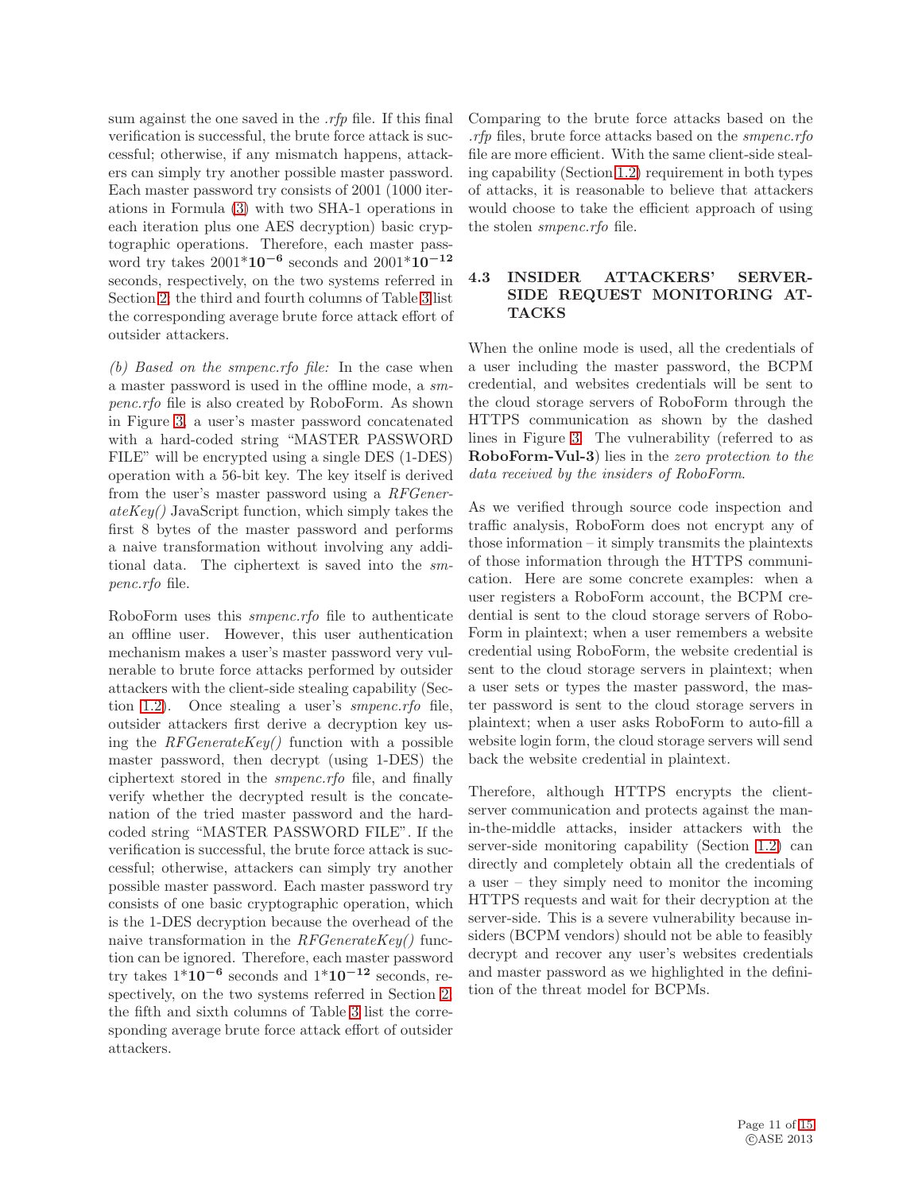sum against the one saved in the *.rfp* file. If this final verification is successful, the brute force attack is successful; otherwise, if any mismatch happens, attackers can simply try another possible master password. Each master password try consists of 2001 (1000 iterations in Formula (3) with two SHA-1 operations in each iteration plus one AES decryption) basic cryptographic operations. Therefore, each master password try takes 2001*$\mathbf{10^{-6}}$ seconds and 2001*$\mathbf{10^{-12}}$ seconds, respectively, on the two systems referred in Section 2; the third and fourth columns of Table 3 list the corresponding average brute force attack effort of outsider attackers.

*(b) Based on the smpenc.rfo file:* In the case when a master password is used in the offline mode, a *smpenc.rfo* file is also created by RoboForm. As shown in Figure 3, a user's master password concatenated with a hard-coded string "MASTER PASSWORD FILE" will be encrypted using a single DES (1-DES) operation with a 56-bit key. The key itself is derived from the user's master password using a *RFGenerateKey()* JavaScript function, which simply takes the first 8 bytes of the master password and performs a naive transformation without involving any additional data. The ciphertext is saved into the *smpenc.rfo* file.

RoboForm uses this *smpenc.rfo* file to authenticate an offline user. However, this user authentication mechanism makes a user's master password very vulnerable to brute force attacks performed by outsider attackers with the client-side stealing capability (Section 1.2). Once stealing a user's *smpenc.rfo* file, outsider attackers first derive a decryption key using the *RFGenerateKey()* function with a possible master password, then decrypt (using 1-DES) the ciphertext stored in the *smpenc.rfo* file, and finally verify whether the decrypted result is the concatenation of the tried master password and the hard-coded string "MASTER PASSWORD FILE". If the verification is successful, the brute force attack is successful; otherwise, attackers can simply try another possible master password. Each master password try consists of one basic cryptographic operation, which is the 1-DES decryption because the overhead of the naive transformation in the *RFGenerateKey()* function can be ignored. Therefore, each master password try takes 1*$\mathbf{10^{-6}}$ seconds and 1*$\mathbf{10^{-12}}$ seconds, respectively, on the two systems referred in Section 2; the fifth and sixth columns of Table 3 list the corresponding average brute force attack effort of outsider attackers.

Comparing to the brute force attacks based on the *.rfp* files, brute force attacks based on the *smpenc.rfo* file are more efficient. With the same client-side stealing capability (Section 1.2) requirement in both types of attacks, it is reasonable to believe that attackers would choose to take the efficient approach of using the stolen *smpenc.rfo* file.

## 4.3 INSIDER ATTACKERS' SERVER-SIDE REQUEST MONITORING ATTACKS

When the online mode is used, all the credentials of a user including the master password, the BCPM credential, and websites credentials will be sent to the cloud storage servers of RoboForm through the HTTPS communication as shown by the dashed lines in Figure 3. The vulnerability (referred to as **RoboForm-Vul-3**) lies in the *zero protection to the data received by the insiders of RoboForm*.

As we verified through source code inspection and traffic analysis, RoboForm does not encrypt any of those information – it simply transmits the plaintexts of those information through the HTTPS communication. Here are some concrete examples: when a user registers a RoboForm account, the BCPM credential is sent to the cloud storage servers of RoboForm in plaintext; when a user remembers a website credential using RoboForm, the website credential is sent to the cloud storage servers in plaintext; when a user sets or types the master password, the master password is sent to the cloud storage servers in plaintext; when a user asks RoboForm to auto-fill a website login form, the cloud storage servers will send back the website credential in plaintext.

Therefore, although HTTPS encrypts the client-server communication and protects against the man-in-the-middle attacks, insider attackers with the server-side monitoring capability (Section 1.2) can directly and completely obtain all the credentials of a user – they simply need to monitor the incoming HTTPS requests and wait for their decryption at the server-side. This is a severe vulnerability because insiders (BCPM vendors) should not be able to feasibly decrypt and recover any user's websites credentials and master password as we highlighted in the definition of the threat model for BCPMs.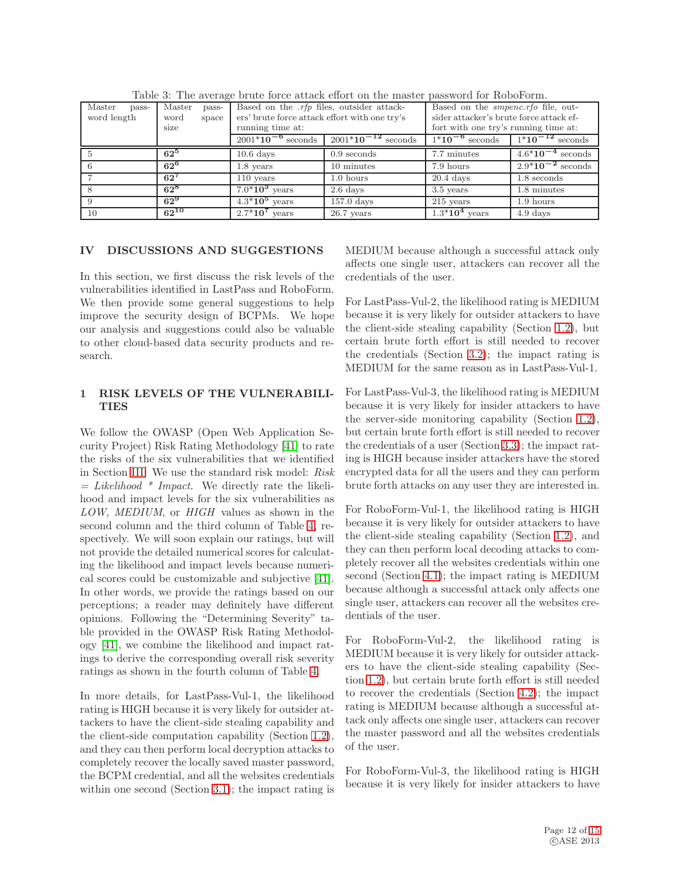Table 3: The average brute force attack effort on the master password for RoboForm.

| Master password length | Master password space size | Based on the *.rfp* files, outsider attackers' brute force attack effort with one try's running time at: | | Based on the *smpenc.rfo* file, outsider attacker's brute force attack effort with one try's running time at: | |
|---|---|---|---|---|---|
| | | $2001*10^{-6}$ seconds | $2001*10^{-12}$ seconds | $1*10^{-6}$ seconds | $1*10^{-12}$ seconds |
| 5 | $62^5$ | 10.6 days | 0.9 seconds | 7.7 minutes | $4.6*10^{-4}$ seconds |
| 6 | $62^6$ | 1.8 years | 10 minutes | 7.9 hours | $2.9*10^{-2}$ seconds |
| 7 | $62^7$ | 110 years | 1.0 hours | 20.4 days | 1.8 seconds |
| 8 | $62^8$ | $7.0*10^3$ years | 2.6 days | 3.5 years | 1.8 minutes |
| 9 | $62^9$ | $4.3*10^5$ years | 157.0 days | 215 years | 1.9 hours |
| 10 | $62^{10}$ | $2.7*10^7$ years | 26.7 years | $1.3*10^4$ years | 4.9 days |

## IV DISCUSSIONS AND SUGGESTIONS

In this section, we first discuss the risk levels of the vulnerabilities identified in LastPass and RoboForm. We then provide some general suggestions to help improve the security design of BCPMs. We hope our analysis and suggestions could also be valuable to other cloud-based data security products and research.

### 1 RISK LEVELS OF THE VULNERABILITIES

We follow the OWASP (Open Web Application Security Project) Risk Rating Methodology [41] to rate the risks of the six vulnerabilities that we identified in Section III. We use the standard risk model: *Risk = Likelihood * Impact*. We directly rate the likelihood and impact levels for the six vulnerabilities as *LOW*, *MEDIUM*, or *HIGH* values as shown in the second column and the third column of Table 4, respectively. We will soon explain our ratings, but will not provide the detailed numerical scores for calculating the likelihood and impact levels because numerical scores could be customizable and subjective [41]. In other words, we provide the ratings based on our perceptions; a reader may definitely have different opinions. Following the "Determining Severity" table provided in the OWASP Risk Rating Methodology [41], we combine the likelihood and impact ratings to derive the corresponding overall risk severity ratings as shown in the fourth column of Table 4.

In more details, for LastPass-Vul-1, the likelihood rating is HIGH because it is very likely for outsider attackers to have the client-side stealing capability and the client-side computation capability (Section 1.2), and they can then perform local decryption attacks to completely recover the locally saved master password, the BCPM credential, and all the websites credentials within one second (Section 3.1); the impact rating is MEDIUM because although a successful attack only affects one single user, attackers can recover all the credentials of the user.

For LastPass-Vul-2, the likelihood rating is MEDIUM because it is very likely for outsider attackers to have the client-side stealing capability (Section 1.2), but certain brute forth effort is still needed to recover the credentials (Section 3.2); the impact rating is MEDIUM for the same reason as in LastPass-Vul-1.

For LastPass-Vul-3, the likelihood rating is MEDIUM because it is very likely for insider attackers to have the server-side monitoring capability (Section 1.2), but certain brute forth effort is still needed to recover the credentials of a user (Section 3.3); the impact rating is HIGH because insider attackers have the stored encrypted data for all the users and they can perform brute forth attacks on any user they are interested in.

For RoboForm-Vul-1, the likelihood rating is HIGH because it is very likely for outsider attackers to have the client-side stealing capability (Section 1.2), and they can then perform local decoding attacks to completely recover all the websites credentials within one second (Section 4.1); the impact rating is MEDIUM because although a successful attack only affects one single user, attackers can recover all the websites credentials of the user.

For RoboForm-Vul-2, the likelihood rating is MEDIUM because it is very likely for outsider attackers to have the client-side stealing capability (Section 1.2), but certain brute forth effort is still needed to recover the credentials (Section 4.2); the impact rating is MEDIUM because although a successful attack only affects one single user, attackers can recover the master password and all the websites credentials of the user.

For RoboForm-Vul-3, the likelihood rating is HIGH because it is very likely for insider attackers to have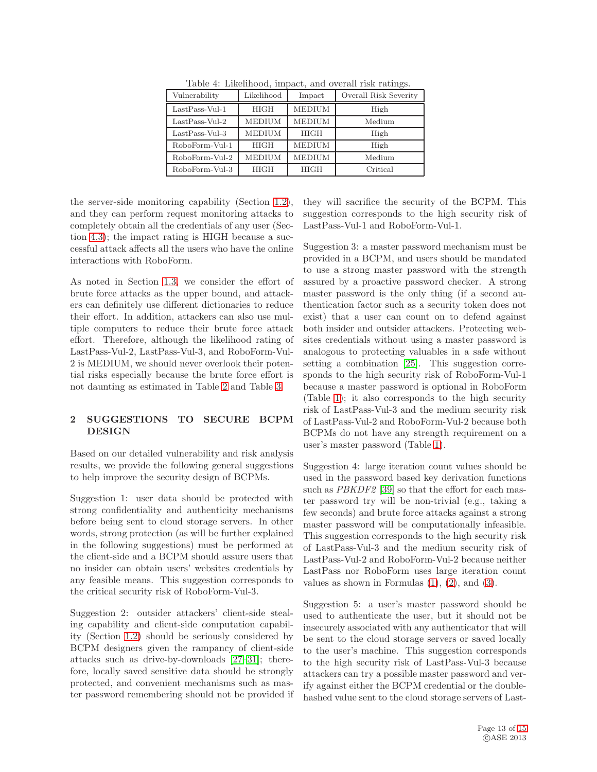Table 4: Likelihood, impact, and overall risk ratings.

| Vulnerability | Likelihood | Impact | Overall Risk Severity |
|---|---|---|---|
| LastPass-Vul-1 | HIGH | MEDIUM | High |
| LastPass-Vul-2 | MEDIUM | MEDIUM | Medium |
| LastPass-Vul-3 | MEDIUM | HIGH | High |
| RoboForm-Vul-1 | HIGH | MEDIUM | High |
| RoboForm-Vul-2 | MEDIUM | MEDIUM | Medium |
| RoboForm-Vul-3 | HIGH | HIGH | Critical |

the server-side monitoring capability (Section 1.2), and they can perform request monitoring attacks to completely obtain all the credentials of any user (Section 4.3); the impact rating is HIGH because a successful attack affects all the users who have the online interactions with RoboForm.

As noted in Section 1.3, we consider the effort of brute force attacks as the upper bound, and attackers can definitely use different dictionaries to reduce their effort. In addition, attackers can also use multiple computers to reduce their brute force attack effort. Therefore, although the likelihood rating of LastPass-Vul-2, LastPass-Vul-3, and RoboForm-Vul-2 is MEDIUM, we should never overlook their potential risks especially because the brute force effort is not daunting as estimated in Table 2 and Table 3.

## 2 SUGGESTIONS TO SECURE BCPM DESIGN

Based on our detailed vulnerability and risk analysis results, we provide the following general suggestions to help improve the security design of BCPMs.

Suggestion 1: user data should be protected with strong confidentiality and authenticity mechanisms before being sent to cloud storage servers. In other words, strong protection (as will be further explained in the following suggestions) must be performed at the client-side and a BCPM should assure users that no insider can obtain users' websites credentials by any feasible means. This suggestion corresponds to the critical security risk of RoboForm-Vul-3.

Suggestion 2: outsider attackers' client-side stealing capability and client-side computation capability (Section 1.2) should be seriously considered by BCPM designers given the rampancy of client-side attacks such as drive-by-downloads [27–31]; therefore, locally saved sensitive data should be strongly protected, and convenient mechanisms such as master password remembering should not be provided if they will sacrifice the security of the BCPM. This suggestion corresponds to the high security risk of LastPass-Vul-1 and RoboForm-Vul-1.

Suggestion 3: a master password mechanism must be provided in a BCPM, and users should be mandated to use a strong master password with the strength assured by a proactive password checker. A strong master password is the only thing (if a second authentication factor such as a security token does not exist) that a user can count on to defend against both insider and outsider attackers. Protecting websites credentials without using a master password is analogous to protecting valuables in a safe without setting a combination [25]. This suggestion corresponds to the high security risk of RoboForm-Vul-1 because a master password is optional in RoboForm (Table 1); it also corresponds to the high security risk of LastPass-Vul-3 and the medium security risk of LastPass-Vul-2 and RoboForm-Vul-2 because both BCPMs do not have any strength requirement on a user's master password (Table 1).

Suggestion 4: large iteration count values should be used in the password based key derivation functions such as *PBKDF2* [39] so that the effort for each master password try will be non-trivial (e.g., taking a few seconds) and brute force attacks against a strong master password will be computationally infeasible. This suggestion corresponds to the high security risk of LastPass-Vul-3 and the medium security risk of LastPass-Vul-2 and RoboForm-Vul-2 because neither LastPass nor RoboForm uses large iteration count values as shown in Formulas (1), (2), and (3).

Suggestion 5: a user's master password should be used to authenticate the user, but it should not be insecurely associated with any authenticator that will be sent to the cloud storage servers or saved locally to the user's machine. This suggestion corresponds to the high security risk of LastPass-Vul-3 because attackers can try a possible master password and verify against either the BCPM credential or the double-hashed value sent to the cloud storage servers of Last-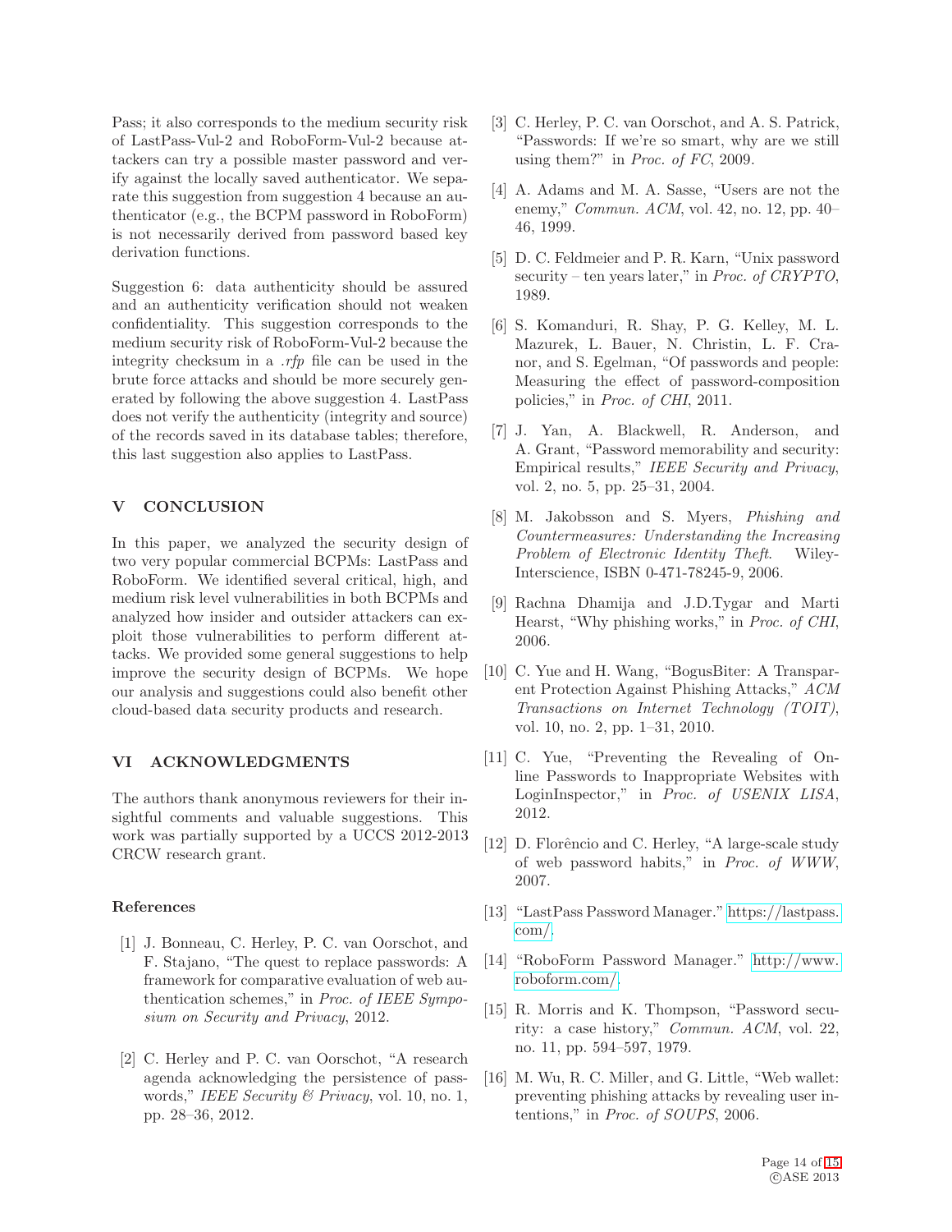Pass; it also corresponds to the medium security risk of LastPass-Vul-2 and RoboForm-Vul-2 because attackers can try a possible master password and verify against the locally saved authenticator. We separate this suggestion from suggestion 4 because an authenticator (e.g., the BCPM password in RoboForm) is not necessarily derived from password based key derivation functions.

Suggestion 6: data authenticity should be assured and an authenticity verification should not weaken confidentiality. This suggestion corresponds to the medium security risk of RoboForm-Vul-2 because the integrity checksum in a *.rfp* file can be used in the brute force attacks and should be more securely generated by following the above suggestion 4. LastPass does not verify the authenticity (integrity and source) of the records saved in its database tables; therefore, this last suggestion also applies to LastPass.

## V CONCLUSION

In this paper, we analyzed the security design of two very popular commercial BCPMs: LastPass and RoboForm. We identified several critical, high, and medium risk level vulnerabilities in both BCPMs and analyzed how insider and outsider attackers can exploit those vulnerabilities to perform different attacks. We provided some general suggestions to help improve the security design of BCPMs. We hope our analysis and suggestions could also benefit other cloud-based data security products and research.

## VI ACKNOWLEDGMENTS

The authors thank anonymous reviewers for their insightful comments and valuable suggestions. This work was partially supported by a UCCS 2012-2013 CRCW research grant.

### References

[1] J. Bonneau, C. Herley, P. C. van Oorschot, and F. Stajano, "The quest to replace passwords: A framework for comparative evaluation of web authentication schemes," in *Proc. of IEEE Symposium on Security and Privacy*, 2012.

[2] C. Herley and P. C. van Oorschot, "A research agenda acknowledging the persistence of passwords," *IEEE Security & Privacy*, vol. 10, no. 1, pp. 28–36, 2012.

[3] C. Herley, P. C. van Oorschot, and A. S. Patrick, "Passwords: If we're so smart, why are we still using them?" in *Proc. of FC*, 2009.

[4] A. Adams and M. A. Sasse, "Users are not the enemy," *Commun. ACM*, vol. 42, no. 12, pp. 40–46, 1999.

[5] D. C. Feldmeier and P. R. Karn, "Unix password security – ten years later," in *Proc. of CRYPTO*, 1989.

[6] S. Komanduri, R. Shay, P. G. Kelley, M. L. Mazurek, L. Bauer, N. Christin, L. F. Cranor, and S. Egelman, "Of passwords and people: Measuring the effect of password-composition policies," in *Proc. of CHI*, 2011.

[7] J. Yan, A. Blackwell, R. Anderson, and A. Grant, "Password memorability and security: Empirical results," *IEEE Security and Privacy*, vol. 2, no. 5, pp. 25–31, 2004.

[8] M. Jakobsson and S. Myers, *Phishing and Countermeasures: Understanding the Increasing Problem of Electronic Identity Theft*. Wiley-Interscience, ISBN 0-471-78245-9, 2006.

[9] Rachna Dhamija and J.D.Tygar and Marti Hearst, "Why phishing works," in *Proc. of CHI*, 2006.

[10] C. Yue and H. Wang, "BogusBiter: A Transparent Protection Against Phishing Attacks," *ACM Transactions on Internet Technology (TOIT)*, vol. 10, no. 2, pp. 1–31, 2010.

[11] C. Yue, "Preventing the Revealing of Online Passwords to Inappropriate Websites with LoginInspector," in *Proc. of USENIX LISA*, 2012.

[12] D. Florêncio and C. Herley, "A large-scale study of web password habits," in *Proc. of WWW*, 2007.

[13] "LastPass Password Manager." https://lastpass.com/.

[14] "RoboForm Password Manager." http://www.roboform.com/.

[15] R. Morris and K. Thompson, "Password security: a case history," *Commun. ACM*, vol. 22, no. 11, pp. 594–597, 1979.

[16] M. Wu, R. C. Miller, and G. Little, "Web wallet: preventing phishing attacks by revealing user intentions," in *Proc. of SOUPS*, 2006.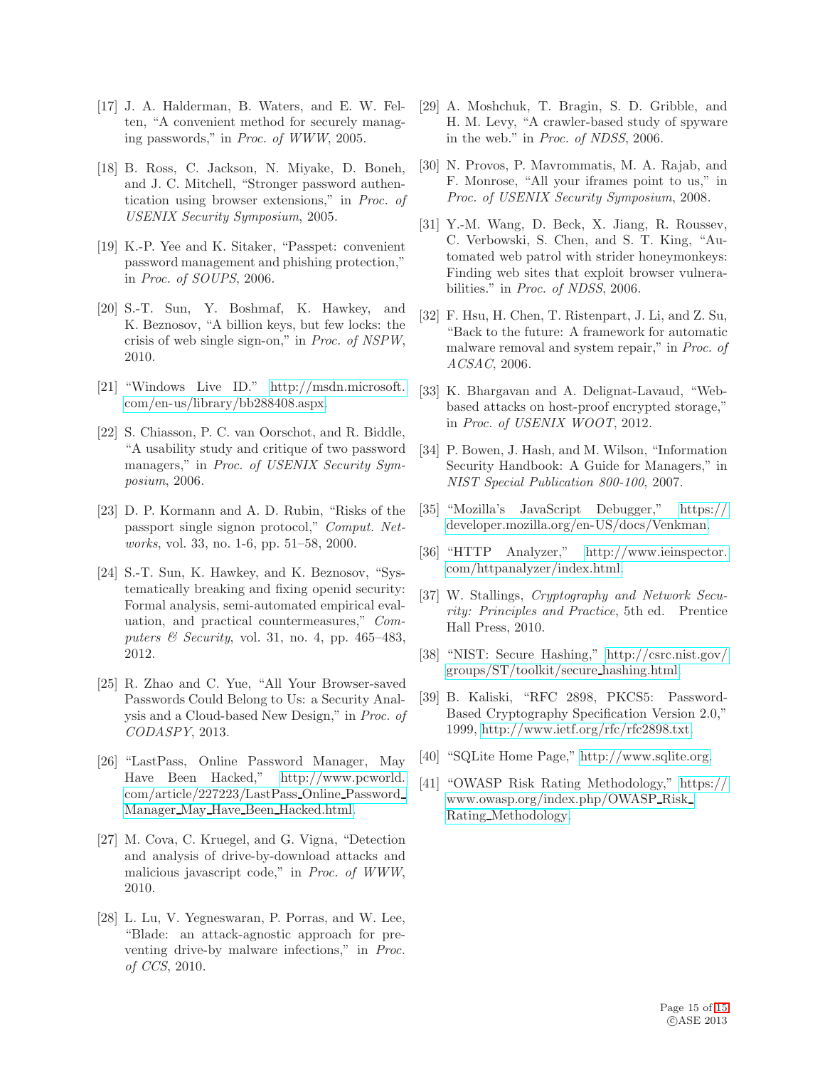[17] J. A. Halderman, B. Waters, and E. W. Felten, "A convenient method for securely managing passwords," in *Proc. of WWW*, 2005.

[18] B. Ross, C. Jackson, N. Miyake, D. Boneh, and J. C. Mitchell, "Stronger password authentication using browser extensions," in *Proc. of USENIX Security Symposium*, 2005.

[19] K.-P. Yee and K. Sitaker, "Passpet: convenient password management and phishing protection," in *Proc. of SOUPS*, 2006.

[20] S.-T. Sun, Y. Boshmaf, K. Hawkey, and K. Beznosov, "A billion keys, but few locks: the crisis of web single sign-on," in *Proc. of NSPW*, 2010.

[21] "Windows Live ID." http://msdn.microsoft.com/en-us/library/bb288408.aspx.

[22] S. Chiasson, P. C. van Oorschot, and R. Biddle, "A usability study and critique of two password managers," in *Proc. of USENIX Security Symposium*, 2006.

[23] D. P. Kormann and A. D. Rubin, "Risks of the passport single signon protocol," *Comput. Networks*, vol. 33, no. 1-6, pp. 51–58, 2000.

[24] S.-T. Sun, K. Hawkey, and K. Beznosov, "Systematically breaking and fixing openid security: Formal analysis, semi-automated empirical evaluation, and practical countermeasures," *Computers & Security*, vol. 31, no. 4, pp. 465–483, 2012.

[25] R. Zhao and C. Yue, "All Your Browser-saved Passwords Could Belong to Us: a Security Analysis and a Cloud-based New Design," in *Proc. of CODASPY*, 2013.

[26] "LastPass, Online Password Manager, May Have Been Hacked," http://www.pcworld.com/article/227223/LastPass_Online_Password_Manager_May_Have_Been_Hacked.html.

[27] M. Cova, C. Kruegel, and G. Vigna, "Detection and analysis of drive-by-download attacks and malicious javascript code," in *Proc. of WWW*, 2010.

[28] L. Lu, V. Yegneswaran, P. Porras, and W. Lee, "Blade: an attack-agnostic approach for preventing drive-by malware infections," in *Proc. of CCS*, 2010.

[29] A. Moshchuk, T. Bragin, S. D. Gribble, and H. M. Levy, "A crawler-based study of spyware in the web." in *Proc. of NDSS*, 2006.

[30] N. Provos, P. Mavrommatis, M. A. Rajab, and F. Monrose, "All your iframes point to us," in *Proc. of USENIX Security Symposium*, 2008.

[31] Y.-M. Wang, D. Beck, X. Jiang, R. Roussev, C. Verbowski, S. Chen, and S. T. King, "Automated web patrol with strider honeymonkeys: Finding web sites that exploit browser vulnerabilities." in *Proc. of NDSS*, 2006.

[32] F. Hsu, H. Chen, T. Ristenpart, J. Li, and Z. Su, "Back to the future: A framework for automatic malware removal and system repair," in *Proc. of ACSAC*, 2006.

[33] K. Bhargavan and A. Delignat-Lavaud, "Web-based attacks on host-proof encrypted storage," in *Proc. of USENIX WOOT*, 2012.

[34] P. Bowen, J. Hash, and M. Wilson, "Information Security Handbook: A Guide for Managers," in *NIST Special Publication 800-100*, 2007.

[35] "Mozilla's JavaScript Debugger," https://developer.mozilla.org/en-US/docs/Venkman.

[36] "HTTP Analyzer," http://www.ieinspector.com/httpanalyzer/index.html.

[37] W. Stallings, *Cryptography and Network Security: Principles and Practice*, 5th ed. Prentice Hall Press, 2010.

[38] "NIST: Secure Hashing," http://csrc.nist.gov/groups/ST/toolkit/secure_hashing.html.

[39] B. Kaliski, "RFC 2898, PKCS5: Password-Based Cryptography Specification Version 2.0," 1999, http://www.ietf.org/rfc/rfc2898.txt.

[40] "SQLite Home Page," http://www.sqlite.org.

[41] "OWASP Risk Rating Methodology," https://www.owasp.org/index.php/OWASP_Risk_Rating_Methodology.